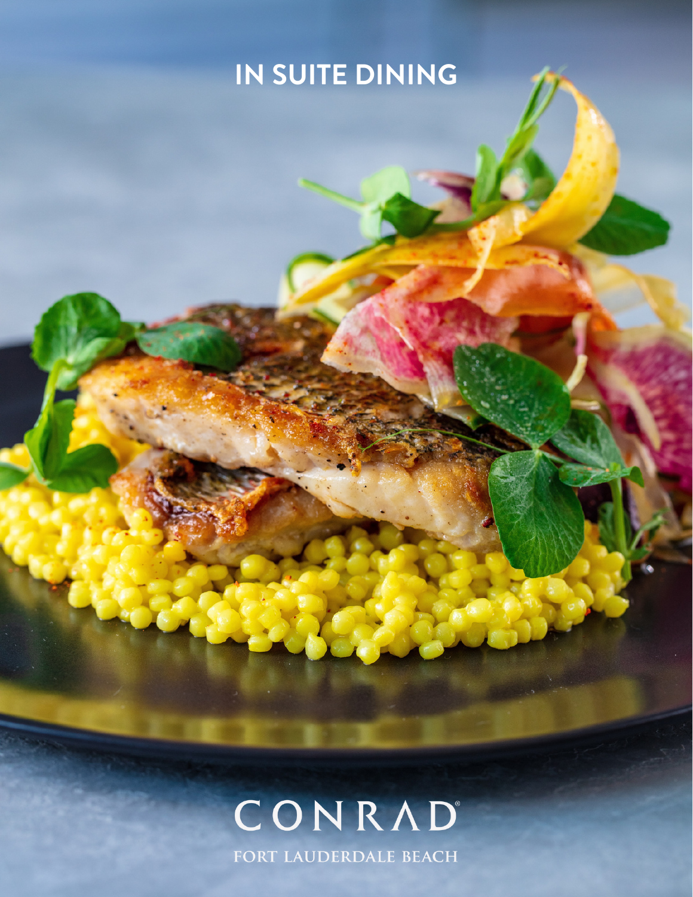# IN SUITE DINING

CONRAD®

FORT LAUDERDALE BEACH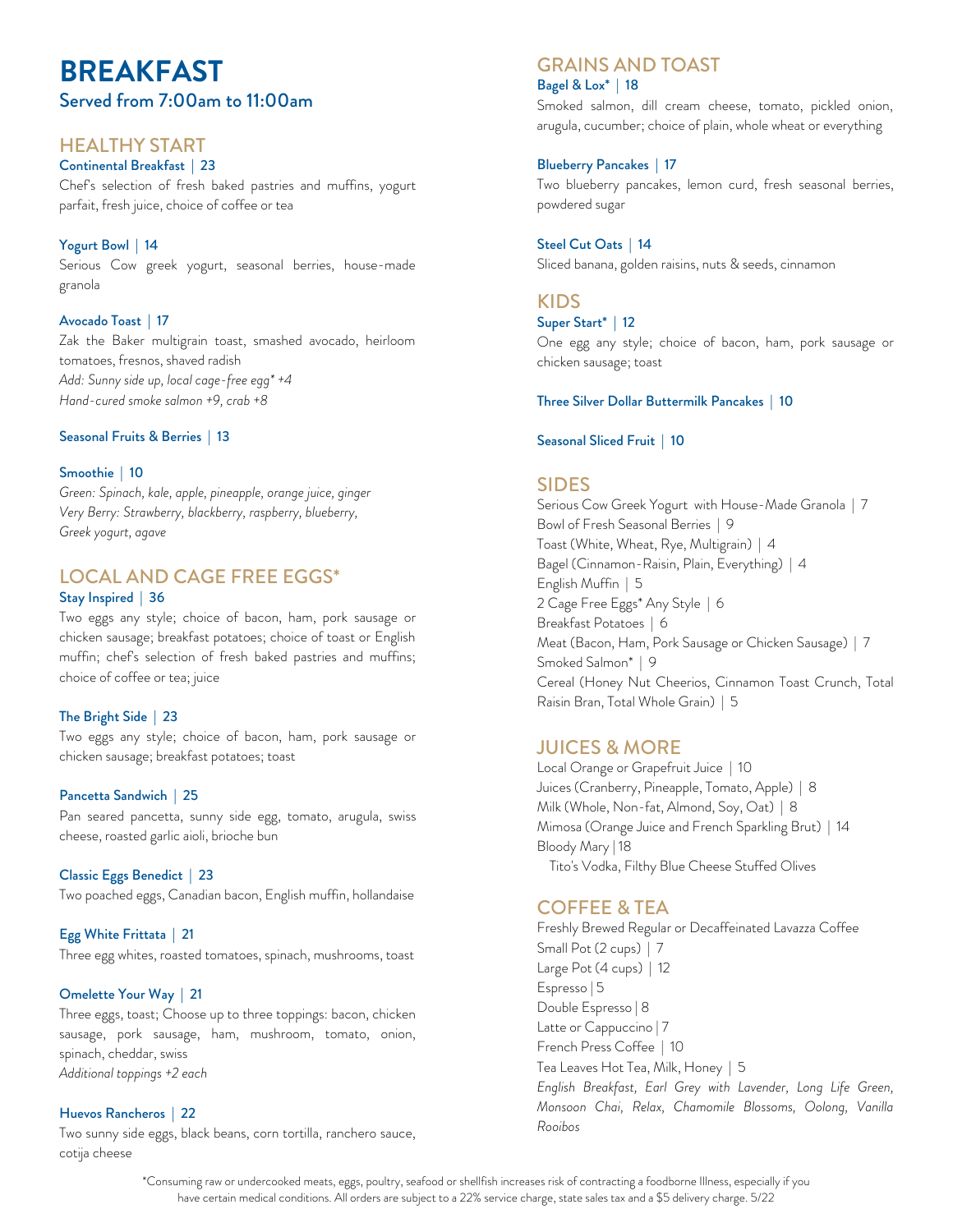# BREAKFAST

## Served from 7:00am to 11:00am

## HEALTHY START

### Continental Breakfast | 23

Chef's selection of fresh baked pastries and muffins, yogurt parfait, fresh juice, choice of coffee or tea

### Yogurt Bowl | 14

Serious Cow greek yogurt, seasonal berries, house-made granola

### Avocado Toast | 17

Zak the Baker multigrain toast, smashed avocado, heirloom tomatoes, fresnos, shaved radish
*Add: Sunny side up, local cage-free egg* +4*
*Hand-cured smoke salmon +9, crab +8*

### Seasonal Fruits & Berries | 13

### Smoothie | 10

*Green: Spinach, kale, apple, pineapple, orange juice, ginger*
*Very Berry: Strawberry, blackberry, raspberry, blueberry, Greek yogurt, agave*

## LOCAL AND CAGE FREE EGGS*

### Stay Inspired | 36

Two eggs any style; choice of bacon, ham, pork sausage or chicken sausage; breakfast potatoes; choice of toast or English muffin; chef's selection of fresh baked pastries and muffins; choice of coffee or tea; juice

### The Bright Side | 23

Two eggs any style; choice of bacon, ham, pork sausage or chicken sausage; breakfast potatoes; toast

### Pancetta Sandwich | 25

Pan seared pancetta, sunny side egg, tomato, arugula, swiss cheese, roasted garlic aioli, brioche bun

### Classic Eggs Benedict | 23

Two poached eggs, Canadian bacon, English muffin, hollandaise

### Egg White Frittata | 21

Three egg whites, roasted tomatoes, spinach, mushrooms, toast

### Omelette Your Way | 21

Three eggs, toast; Choose up to three toppings: bacon, chicken sausage, pork sausage, ham, mushroom, tomato, onion, spinach, cheddar, swiss
*Additional toppings +2 each*

### Huevos Rancheros | 22

Two sunny side eggs, black beans, corn tortilla, ranchero sauce, cotija cheese

## GRAINS AND TOAST

### Bagel & Lox* | 18

Smoked salmon, dill cream cheese, tomato, pickled onion, arugula, cucumber; choice of plain, whole wheat or everything

### Blueberry Pancakes | 17

Two blueberry pancakes, lemon curd, fresh seasonal berries, powdered sugar

### Steel Cut Oats | 14

Sliced banana, golden raisins, nuts & seeds, cinnamon

## KIDS

### Super Start* | 12

One egg any style; choice of bacon, ham, pork sausage or chicken sausage; toast

### Three Silver Dollar Buttermilk Pancakes | 10

### Seasonal Sliced Fruit | 10

## SIDES

Serious Cow Greek Yogurt with House-Made Granola | 7
Bowl of Fresh Seasonal Berries | 9
Toast (White, Wheat, Rye, Multigrain) | 4
Bagel (Cinnamon-Raisin, Plain, Everything) | 4
English Muffin | 5
2 Cage Free Eggs* Any Style | 6
Breakfast Potatoes | 6
Meat (Bacon, Ham, Pork Sausage or Chicken Sausage) | 7
Smoked Salmon* | 9
Cereal (Honey Nut Cheerios, Cinnamon Toast Crunch, Total Raisin Bran, Total Whole Grain) | 5

## JUICES & MORE

Local Orange or Grapefruit Juice | 10
Juices (Cranberry, Pineapple, Tomato, Apple) | 8
Milk (Whole, Non-fat, Almond, Soy, Oat) | 8
Mimosa (Orange Juice and French Sparkling Brut) | 14
Bloody Mary | 18
Tito's Vodka, Filthy Blue Cheese Stuffed Olives

## COFFEE & TEA

Freshly Brewed Regular or Decaffeinated Lavazza Coffee
Small Pot (2 cups) | 7
Large Pot (4 cups) | 12
Espresso | 5
Double Espresso | 8
Latte or Cappuccino | 7
French Press Coffee | 10
Tea Leaves Hot Tea, Milk, Honey | 5
*English Breakfast, Earl Grey with Lavender, Long Life Green, Monsoon Chai, Relax, Chamomile Blossoms, Oolong, Vanilla Rooibos*

*Consuming raw or undercooked meats, eggs, poultry, seafood or shellfish increases risk of contracting a foodborne Illness, especially if you have certain medical conditions. All orders are subject to a 22% service charge, state sales tax and a $5 delivery charge. 5/22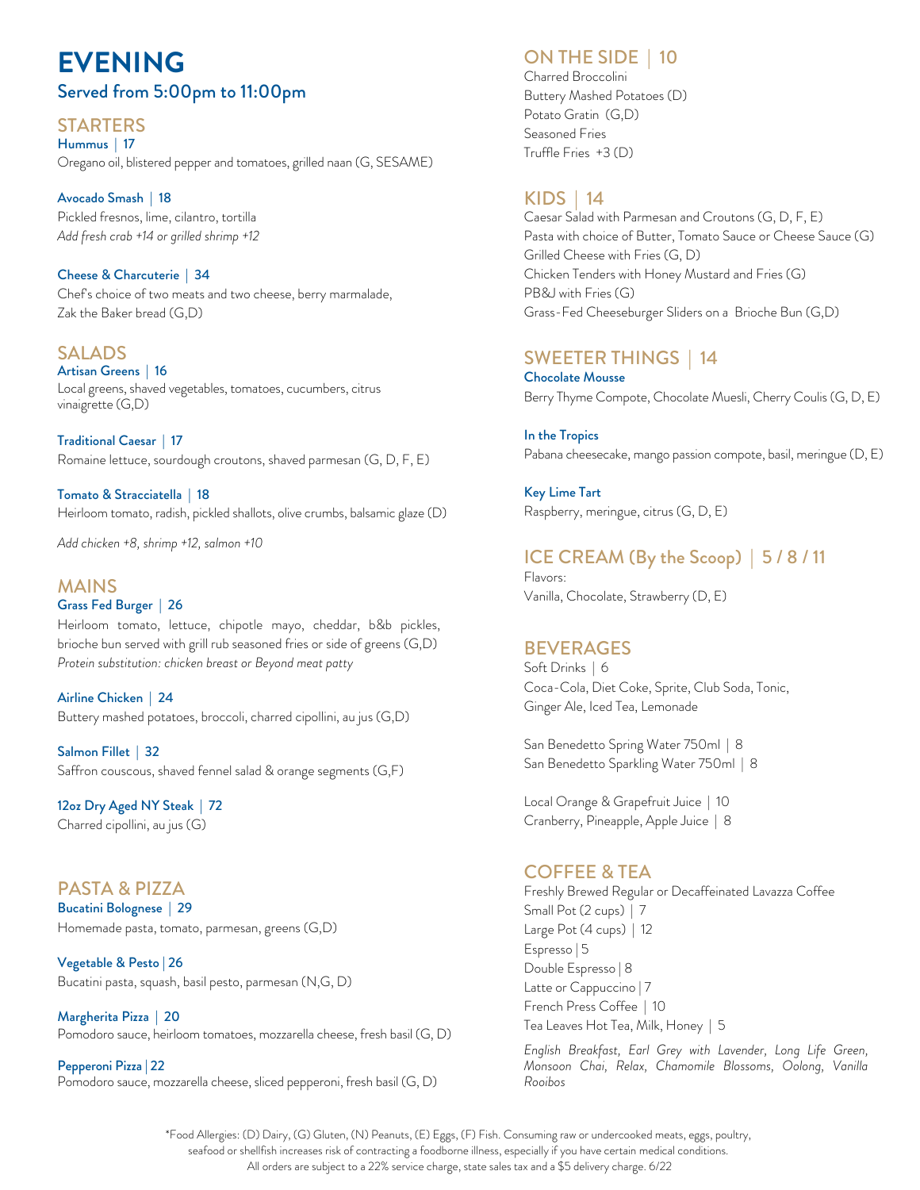# EVENING

## Served from 5:00pm to 11:00pm

## STARTERS

**Hummus | 17**
Oregano oil, blistered pepper and tomatoes, grilled naan (G, SESAME)

**Avocado Smash | 18**
Pickled fresnos, lime, cilantro, tortilla
*Add fresh crab +14 or grilled shrimp +12*

**Cheese & Charcuterie | 34**
Chef's choice of two meats and two cheese, berry marmalade, Zak the Baker bread (G,D)

## SALADS

**Artisan Greens | 16**
Local greens, shaved vegetables, tomatoes, cucumbers, citrus vinaigrette (G,D)

**Traditional Caesar | 17**
Romaine lettuce, sourdough croutons, shaved parmesan (G, D, F, E)

**Tomato & Stracciatella | 18**
Heirloom tomato, radish, pickled shallots, olive crumbs, balsamic glaze (D)

*Add chicken +8, shrimp +12, salmon +10*

## MAINS

**Grass Fed Burger | 26**
Heirloom tomato, lettuce, chipotle mayo, cheddar, b&b pickles, brioche bun served with grill rub seasoned fries or side of greens (G,D)
*Protein substitution: chicken breast or Beyond meat patty*

**Airline Chicken | 24**
Buttery mashed potatoes, broccoli, charred cipollini, au jus (G,D)

**Salmon Fillet | 32**
Saffron couscous, shaved fennel salad & orange segments (G,F)

**12oz Dry Aged NY Steak | 72**
Charred cipollini, au jus (G)

## PASTA & PIZZA

**Bucatini Bolognese | 29**
Homemade pasta, tomato, parmesan, greens (G,D)

**Vegetable & Pesto | 26**
Bucatini pasta, squash, basil pesto, parmesan (N,G, D)

**Margherita Pizza | 20**
Pomodoro sauce, heirloom tomatoes, mozzarella cheese, fresh basil (G, D)

**Pepperoni Pizza | 22**
Pomodoro sauce, mozzarella cheese, sliced pepperoni, fresh basil (G, D)

## ON THE SIDE | 10

Charred Broccolini
Buttery Mashed Potatoes (D)
Potato Gratin (G,D)
Seasoned Fries
Truffle Fries +3 (D)

## KIDS | 14

Caesar Salad with Parmesan and Croutons (G, D, F, E)
Pasta with choice of Butter, Tomato Sauce or Cheese Sauce (G)
Grilled Cheese with Fries (G, D)
Chicken Tenders with Honey Mustard and Fries (G)
PB&J with Fries (G)
Grass-Fed Cheeseburger Sliders on a Brioche Bun (G,D)

## SWEETER THINGS | 14

**Chocolate Mousse**
Berry Thyme Compote, Chocolate Muesli, Cherry Coulis (G, D, E)

**In the Tropics**
Pabana cheesecake, mango passion compote, basil, meringue (D, E)

**Key Lime Tart**
Raspberry, meringue, citrus (G, D, E)

## ICE CREAM (By the Scoop) | 5 / 8 / 11

Flavors:
Vanilla, Chocolate, Strawberry (D, E)

## BEVERAGES

Soft Drinks | 6
Coca-Cola, Diet Coke, Sprite, Club Soda, Tonic, Ginger Ale, Iced Tea, Lemonade

San Benedetto Spring Water 750ml | 8
San Benedetto Sparkling Water 750ml | 8

Local Orange & Grapefruit Juice | 10
Cranberry, Pineapple, Apple Juice | 8

## COFFEE & TEA

Freshly Brewed Regular or Decaffeinated Lavazza Coffee
Small Pot (2 cups) | 7
Large Pot (4 cups) | 12
Espresso | 5
Double Espresso | 8
Latte or Cappuccino | 7
French Press Coffee | 10
Tea Leaves Hot Tea, Milk, Honey | 5

*English Breakfast, Earl Grey with Lavender, Long Life Green, Monsoon Chai, Relax, Chamomile Blossoms, Oolong, Vanilla Rooibos*

*Food Allergies: (D) Dairy, (G) Gluten, (N) Peanuts, (E) Eggs, (F) Fish. Consuming raw or undercooked meats, eggs, poultry, seafood or shellfish increases risk of contracting a foodborne illness, especially if you have certain medical conditions. All orders are subject to a 22% service charge, state sales tax and a $5 delivery charge. 6/22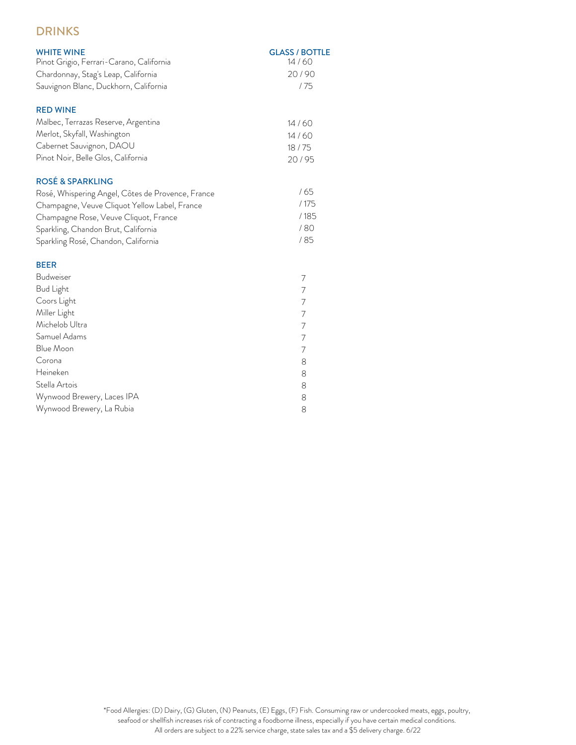## DRINKS

| WHITE WINE | GLASS / BOTTLE |
|---|---|
| Pinot Grigio, Ferrari-Carano, California | 14 / 60 |
| Chardonnay, Stag's Leap, California | 20 / 90 |
| Sauvignon Blanc, Duckhorn, California | / 75 |

| RED WINE | |
|---|---|
| Malbec, Terrazas Reserve, Argentina | 14 / 60 |
| Merlot, Skyfall, Washington | 14 / 60 |
| Cabernet Sauvignon, DAOU | 18 / 75 |
| Pinot Noir, Belle Glos, California | 20 / 95 |

| ROSÉ & SPARKLING | |
|---|---|
| Rosé, Whispering Angel, Côtes de Provence, France | / 65 |
| Champagne, Veuve Cliquot Yellow Label, France | / 175 |
| Champagne Rose, Veuve Cliquot, France | / 185 |
| Sparkling, Chandon Brut, California | / 80 |
| Sparkling Rosé, Chandon, California | / 85 |

| BEER | |
|---|---|
| Budweiser | 7 |
| Bud Light | 7 |
| Coors Light | 7 |
| Miller Light | 7 |
| Michelob Ultra | 7 |
| Samuel Adams | 7 |
| Blue Moon | 7 |
| Corona | 8 |
| Heineken | 8 |
| Stella Artois | 8 |
| Wynwood Brewery, Laces IPA | 8 |
| Wynwood Brewery, La Rubia | 8 |

*Food Allergies: (D) Dairy, (G) Gluten, (N) Peanuts, (E) Eggs, (F) Fish. Consuming raw or undercooked meats, eggs, poultry, seafood or shellfish increases risk of contracting a foodborne illness, especially if you have certain medical conditions.
All orders are subject to a 22% service charge, state sales tax and a $5 delivery charge. 6/22